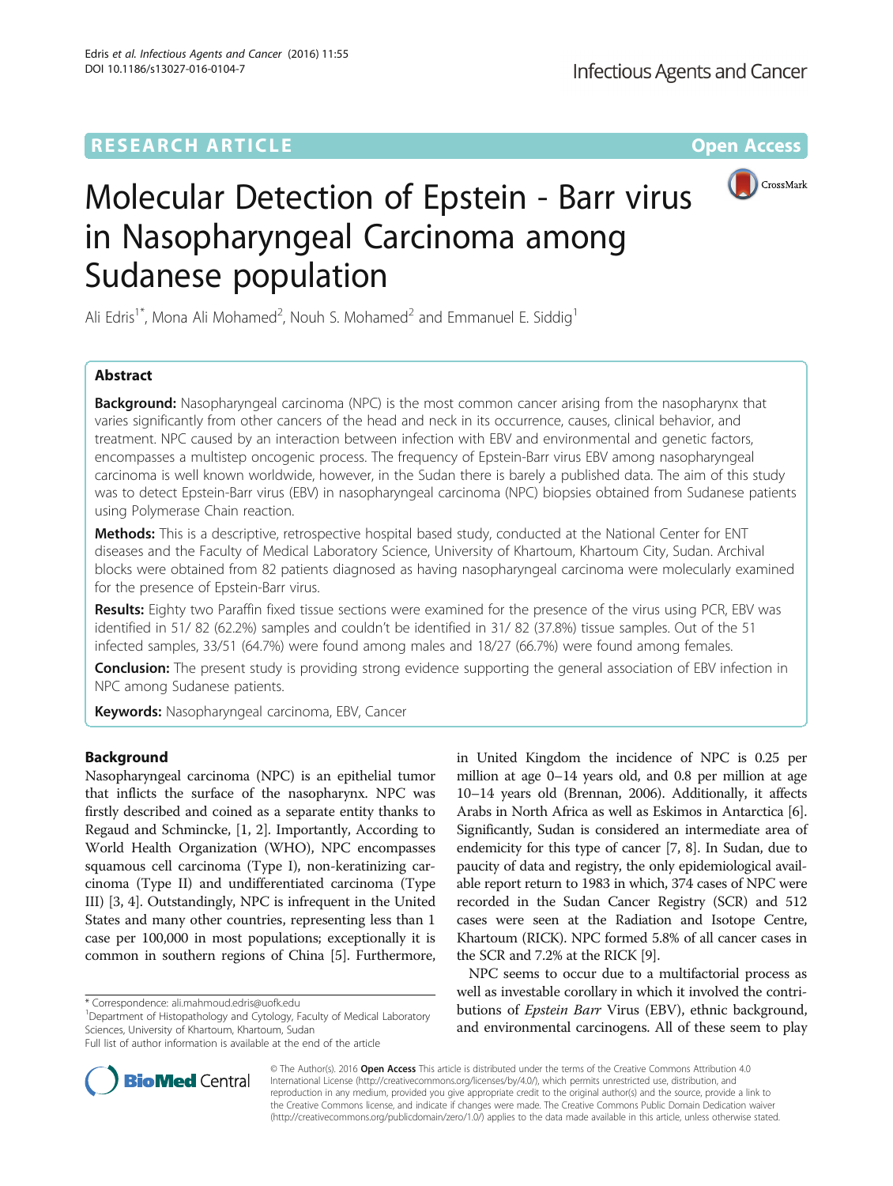RESEARCH ARTICLE Open Access

# Molecular Detection of Epstein - Barr virus in Nasopharyngeal Carcinoma among Sudanese population

Ali Edris[1*], Mona Ali Mohamed[2], Nouh S. Mohamed[2] and Emmanuel E. Siddig[1]

## Abstract

**Background:** Nasopharyngeal carcinoma (NPC) is the most common cancer arising from the nasopharynx that varies significantly from other cancers of the head and neck in its occurrence, causes, clinical behavior, and treatment. NPC caused by an interaction between infection with EBV and environmental and genetic factors, encompasses a multistep oncogenic process. The frequency of Epstein-Barr virus EBV among nasopharyngeal carcinoma is well known worldwide, however, in the Sudan there is barely a published data. The aim of this study was to detect Epstein-Barr virus (EBV) in nasopharyngeal carcinoma (NPC) biopsies obtained from Sudanese patients using Polymerase Chain reaction.

**Methods:** This is a descriptive, retrospective hospital based study, conducted at the National Center for ENT diseases and the Faculty of Medical Laboratory Science, University of Khartoum, Khartoum City, Sudan. Archival blocks were obtained from 82 patients diagnosed as having nasopharyngeal carcinoma were molecularly examined for the presence of Epstein-Barr virus.

**Results:** Eighty two Paraffin fixed tissue sections were examined for the presence of the virus using PCR, EBV was identified in 51/ 82 (62.2%) samples and couldn't be identified in 31/ 82 (37.8%) tissue samples. Out of the 51 infected samples, 33/51 (64.7%) were found among males and 18/27 (66.7%) were found among females.

**Conclusion:** The present study is providing strong evidence supporting the general association of EBV infection in NPC among Sudanese patients.

**Keywords:** Nasopharyngeal carcinoma, EBV, Cancer

## Background

Nasopharyngeal carcinoma (NPC) is an epithelial tumor that inflicts the surface of the nasopharynx. NPC was firstly described and coined as a separate entity thanks to Regaud and Schmincke, [1, 2]. Importantly, According to World Health Organization (WHO), NPC encompasses squamous cell carcinoma (Type I), non-keratinizing carcinoma (Type II) and undifferentiated carcinoma (Type III) [3, 4]. Outstandingly, NPC is infrequent in the United States and many other countries, representing less than 1 case per 100,000 in most populations; exceptionally it is common in southern regions of China [5]. Furthermore, in United Kingdom the incidence of NPC is 0.25 per million at age 0–14 years old, and 0.8 per million at age 10–14 years old (Brennan, 2006). Additionally, it affects Arabs in North Africa as well as Eskimos in Antarctica [6]. Significantly, Sudan is considered an intermediate area of endemicity for this type of cancer [7, 8]. In Sudan, due to paucity of data and registry, the only epidemiological available report return to 1983 in which, 374 cases of NPC were recorded in the Sudan Cancer Registry (SCR) and 512 cases were seen at the Radiation and Isotope Centre, Khartoum (RICK). NPC formed 5.8% of all cancer cases in the SCR and 7.2% at the RICK [9].

NPC seems to occur due to a multifactorial process as well as investable corollary in which it involved the contributions of *Epstein Barr* Virus (EBV), ethnic background, and environmental carcinogens. All of these seem to play

\* Correspondence: ali.mahmoud.edris@uofk.edu
[1]Department of Histopathology and Cytology, Faculty of Medical Laboratory Sciences, University of Khartoum, Khartoum, Sudan
Full list of author information is available at the end of the article

© The Author(s). 2016 **Open Access** This article is distributed under the terms of the Creative Commons Attribution 4.0 International License (http://creativecommons.org/licenses/by/4.0/), which permits unrestricted use, distribution, and reproduction in any medium, provided you give appropriate credit to the original author(s) and the source, provide a link to the Creative Commons license, and indicate if changes were made. The Creative Commons Public Domain Dedication waiver (http://creativecommons.org/publicdomain/zero/1.0/) applies to the data made available in this article, unless otherwise stated.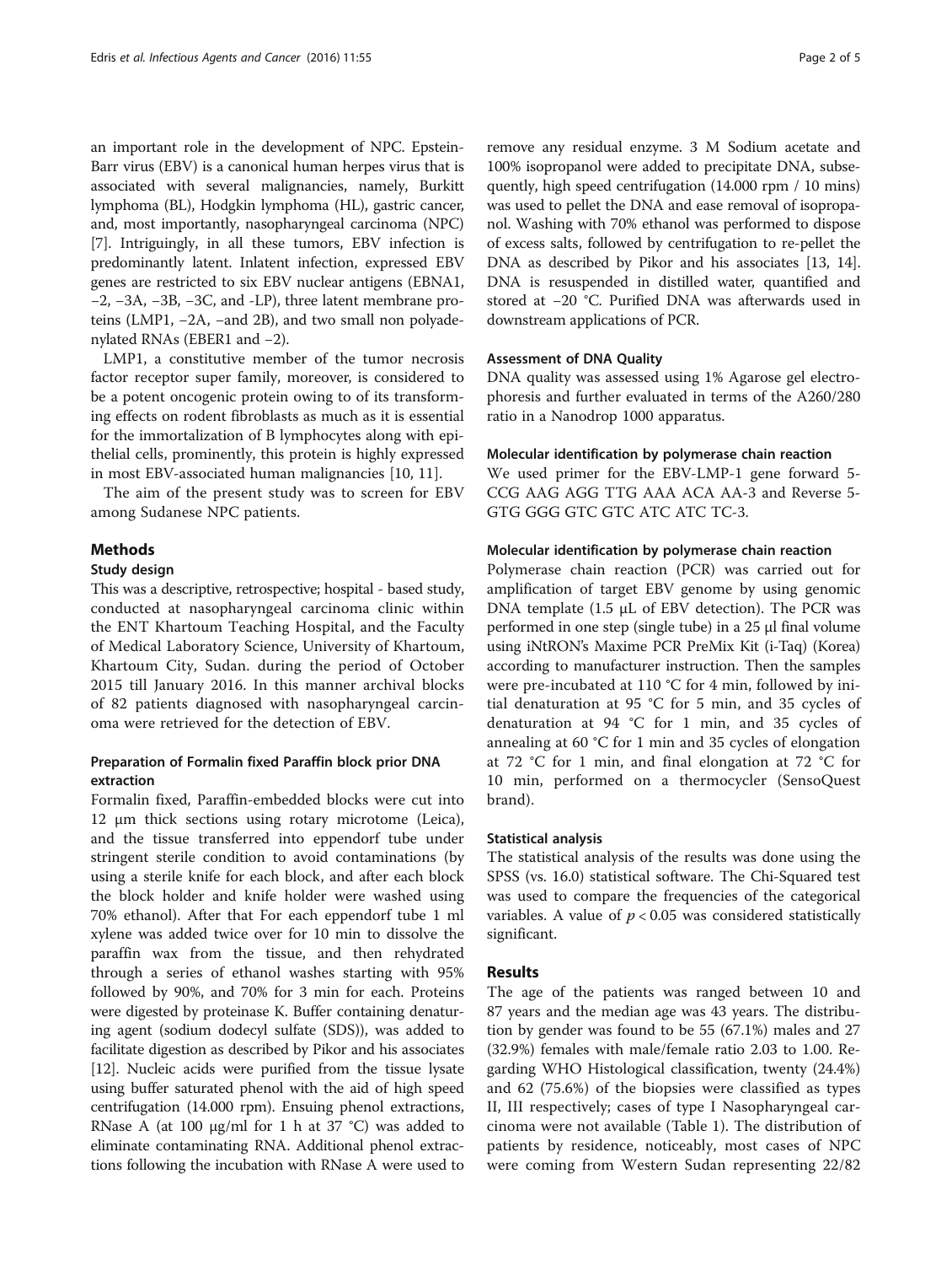an important role in the development of NPC. Epstein-Barr virus (EBV) is a canonical human herpes virus that is associated with several malignancies, namely, Burkitt lymphoma (BL), Hodgkin lymphoma (HL), gastric cancer, and, most importantly, nasopharyngeal carcinoma (NPC) [7]. Intriguingly, in all these tumors, EBV infection is predominantly latent. Inlatent infection, expressed EBV genes are restricted to six EBV nuclear antigens (EBNA1, −2, −3A, −3B, −3C, and -LP), three latent membrane proteins (LMP1, −2A, −and 2B), and two small non polyadenylated RNAs (EBER1 and −2).

LMP1, a constitutive member of the tumor necrosis factor receptor super family, moreover, is considered to be a potent oncogenic protein owing to of its transforming effects on rodent fibroblasts as much as it is essential for the immortalization of B lymphocytes along with epithelial cells, prominently, this protein is highly expressed in most EBV-associated human malignancies [10, 11].

The aim of the present study was to screen for EBV among Sudanese NPC patients.

## Methods

### Study design

This was a descriptive, retrospective; hospital - based study, conducted at nasopharyngeal carcinoma clinic within the ENT Khartoum Teaching Hospital, and the Faculty of Medical Laboratory Science, University of Khartoum, Khartoum City, Sudan. during the period of October 2015 till January 2016. In this manner archival blocks of 82 patients diagnosed with nasopharyngeal carcinoma were retrieved for the detection of EBV.

### Preparation of Formalin fixed Paraffin block prior DNA extraction

Formalin fixed, Paraffin-embedded blocks were cut into 12 μm thick sections using rotary microtome (Leica), and the tissue transferred into eppendorf tube under stringent sterile condition to avoid contaminations (by using a sterile knife for each block, and after each block the block holder and knife holder were washed using 70% ethanol). After that For each eppendorf tube 1 ml xylene was added twice over for 10 min to dissolve the paraffin wax from the tissue, and then rehydrated through a series of ethanol washes starting with 95% followed by 90%, and 70% for 3 min for each. Proteins were digested by proteinase K. Buffer containing denaturing agent (sodium dodecyl sulfate (SDS)), was added to facilitate digestion as described by Pikor and his associates [12]. Nucleic acids were purified from the tissue lysate using buffer saturated phenol with the aid of high speed centrifugation (14.000 rpm). Ensuing phenol extractions, RNase A (at 100 μg/ml for 1 h at 37 °C) was added to eliminate contaminating RNA. Additional phenol extractions following the incubation with RNase A were used to remove any residual enzyme. 3 M Sodium acetate and 100% isopropanol were added to precipitate DNA, subsequently, high speed centrifugation (14.000 rpm / 10 mins) was used to pellet the DNA and ease removal of isopropanol. Washing with 70% ethanol was performed to dispose of excess salts, followed by centrifugation to re-pellet the DNA as described by Pikor and his associates [13, 14]. DNA is resuspended in distilled water, quantified and stored at −20 °C. Purified DNA was afterwards used in downstream applications of PCR.

### Assessment of DNA Quality

DNA quality was assessed using 1% Agarose gel electrophoresis and further evaluated in terms of the A260/280 ratio in a Nanodrop 1000 apparatus.

### Molecular identification by polymerase chain reaction

We used primer for the EBV-LMP-1 gene forward 5-CCG AAG AGG TTG AAA ACA AA-3 and Reverse 5-GTG GGG GTC GTC ATC ATC TC-3.

### Molecular identification by polymerase chain reaction

Polymerase chain reaction (PCR) was carried out for amplification of target EBV genome by using genomic DNA template (1.5 μL of EBV detection). The PCR was performed in one step (single tube) in a 25 μl final volume using iNtRON's Maxime PCR PreMix Kit (i-Taq) (Korea) according to manufacturer instruction. Then the samples were pre-incubated at 110 °C for 4 min, followed by initial denaturation at 95 °C for 5 min, and 35 cycles of denaturation at 94 °C for 1 min, and 35 cycles of annealing at 60 °C for 1 min and 35 cycles of elongation at 72 °C for 1 min, and final elongation at 72 °C for 10 min, performed on a thermocycler (SensoQuest brand).

### Statistical analysis

The statistical analysis of the results was done using the SPSS (vs. 16.0) statistical software. The Chi-Squared test was used to compare the frequencies of the categorical variables. A value of $p < 0.05$ was considered statistically significant.

## Results

The age of the patients was ranged between 10 and 87 years and the median age was 43 years. The distribution by gender was found to be 55 (67.1%) males and 27 (32.9%) females with male/female ratio 2.03 to 1.00. Regarding WHO Histological classification, twenty (24.4%) and 62 (75.6%) of the biopsies were classified as types II, III respectively; cases of type I Nasopharyngeal carcinoma were not available (Table 1). The distribution of patients by residence, noticeably, most cases of NPC were coming from Western Sudan representing 22/82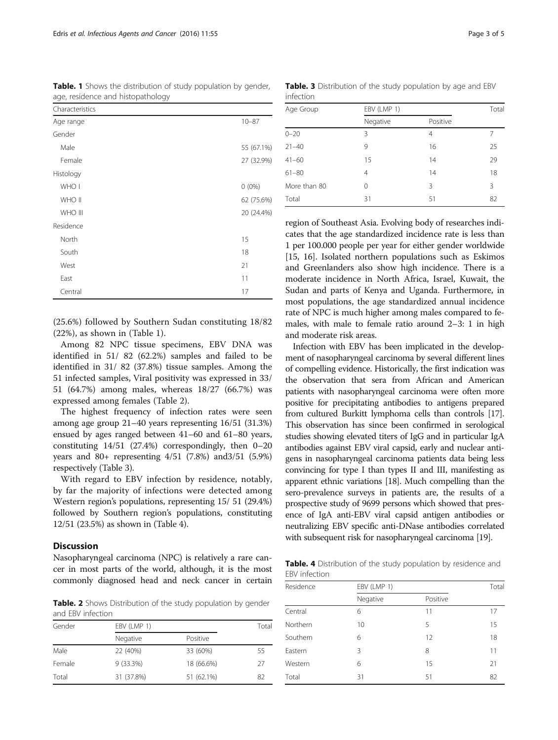**Table. 1** Shows the distribution of study population by gender, age, residence and histopathology

| Characteristics | |
|---|---|
| Age range | 10–87 |
| Gender | |
| Male | 55 (67.1%) |
| Female | 27 (32.9%) |
| Histology | |
| WHO I | 0 (0%) |
| WHO II | 62 (75.6%) |
| WHO III | 20 (24.4%) |
| Residence | |
| North | 15 |
| South | 18 |
| West | 21 |
| East | 11 |
| Central | 17 |

(25.6%) followed by Southern Sudan constituting 18/82 (22%), as shown in (Table 1).

Among 82 NPC tissue specimens, EBV DNA was identified in 51/ 82 (62.2%) samples and failed to be identified in 31/ 82 (37.8%) tissue samples. Among the 51 infected samples, Viral positivity was expressed in 33/ 51 (64.7%) among males, whereas 18/27 (66.7%) was expressed among females (Table 2).

The highest frequency of infection rates were seen among age group 21–40 years representing 16/51 (31.3%) ensued by ages ranged between 41–60 and 61–80 years, constituting 14/51 (27.4%) correspondingly, then 0–20 years and 80+ representing 4/51 (7.8%) and3/51 (5.9%) respectively (Table 3).

With regard to EBV infection by residence, notably, by far the majority of infections were detected among Western region's populations, representing 15/ 51 (29.4%) followed by Southern region's populations, constituting 12/51 (23.5%) as shown in (Table 4).

## Discussion

Nasopharyngeal carcinoma (NPC) is relatively a rare cancer in most parts of the world, although, it is the most commonly diagnosed head and neck cancer in certain region of Southeast Asia. Evolving body of researches indicates that the age standardized incidence rate is less than 1 per 100.000 people per year for either gender worldwide [15, 16]. Isolated northern populations such as Eskimos and Greenlanders also show high incidence. There is a moderate incidence in North Africa, Israel, Kuwait, the Sudan and parts of Kenya and Uganda. Furthermore, in most populations, the age standardized annual incidence rate of NPC is much higher among males compared to females, with male to female ratio around 2–3: 1 in high and moderate risk areas.

Infection with EBV has been implicated in the development of nasopharyngeal carcinoma by several different lines of compelling evidence. Historically, the first indication was the observation that sera from African and American patients with nasopharyngeal carcinoma were often more positive for precipitating antibodies to antigens prepared from cultured Burkitt lymphoma cells than controls [17]. This observation has since been confirmed in serological studies showing elevated titers of IgG and in particular IgA antibodies against EBV viral capsid, early and nuclear antigens in nasopharyngeal carcinoma patients data being less convincing for type I than types II and III, manifesting as apparent ethnic variations [18]. Much compelling than the sero-prevalence surveys in patients are, the results of a prospective study of 9699 persons which showed that presence of IgA anti-EBV viral capsid antigen antibodies or neutralizing EBV specific anti-DNase antibodies correlated with subsequent risk for nasopharyngeal carcinoma [19].

**Table. 2** Shows Distribution of the study population by gender and EBV infection

| Gender | EBV (LMP 1) | | Total |
|---|---|---|---|
| | Negative | Positive | |
| Male | 22 (40%) | 33 (60%) | 55 |
| Female | 9 (33.3%) | 18 (66.6%) | 27 |
| Total | 31 (37.8%) | 51 (62.1%) | 82 |

**Table. 3** Distribution of the study population by age and EBV infection

| Age Group | EBV (LMP 1) | | Total |
|---|---|---|---|
| | Negative | Positive | |
| 0–20 | 3 | 4 | 7 |
| 21–40 | 9 | 16 | 25 |
| 41–60 | 15 | 14 | 29 |
| 61–80 | 4 | 14 | 18 |
| More than 80 | 0 | 3 | 3 |
| Total | 31 | 51 | 82 |

**Table. 4** Distribution of the study population by residence and EBV infection

| Residence | EBV (LMP 1) | | Total |
|---|---|---|---|
| | Negative | Positive | |
| Central | 6 | 11 | 17 |
| Northern | 10 | 5 | 15 |
| Southern | 6 | 12 | 18 |
| Eastern | 3 | 8 | 11 |
| Western | 6 | 15 | 21 |
| Total | 31 | 51 | 82 |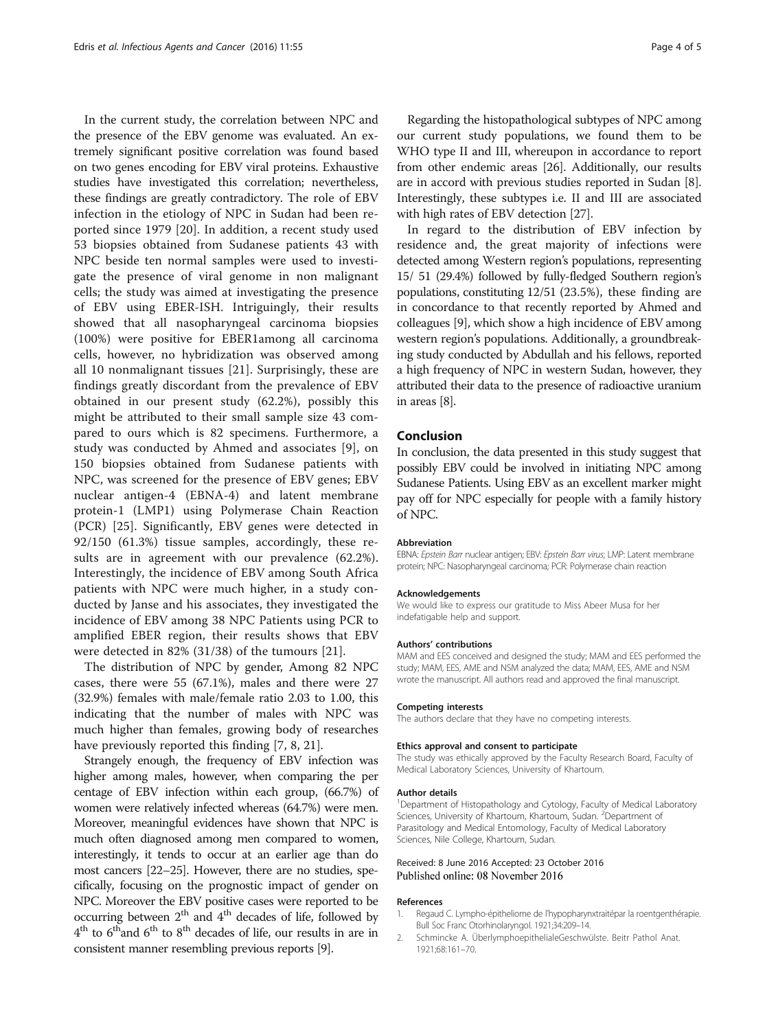In the current study, the correlation between NPC and the presence of the EBV genome was evaluated. An extremely significant positive correlation was found based on two genes encoding for EBV viral proteins. Exhaustive studies have investigated this correlation; nevertheless, these findings are greatly contradictory. The role of EBV infection in the etiology of NPC in Sudan had been reported since 1979 [20]. In addition, a recent study used 53 biopsies obtained from Sudanese patients 43 with NPC beside ten normal samples were used to investigate the presence of viral genome in non malignant cells; the study was aimed at investigating the presence of EBV using EBER-ISH. Intriguingly, their results showed that all nasopharyngeal carcinoma biopsies (100%) were positive for EBER1among all carcinoma cells, however, no hybridization was observed among all 10 nonmalignant tissues [21]. Surprisingly, these are findings greatly discordant from the prevalence of EBV obtained in our present study (62.2%), possibly this might be attributed to their small sample size 43 compared to ours which is 82 specimens. Furthermore, a study was conducted by Ahmed and associates [9], on 150 biopsies obtained from Sudanese patients with NPC, was screened for the presence of EBV genes; EBV nuclear antigen-4 (EBNA-4) and latent membrane protein-1 (LMP1) using Polymerase Chain Reaction (PCR) [25]. Significantly, EBV genes were detected in 92/150 (61.3%) tissue samples, accordingly, these results are in agreement with our prevalence (62.2%). Interestingly, the incidence of EBV among South Africa patients with NPC were much higher, in a study conducted by Janse and his associates, they investigated the incidence of EBV among 38 NPC Patients using PCR to amplified EBER region, their results shows that EBV were detected in 82% (31/38) of the tumours [21].

The distribution of NPC by gender, Among 82 NPC cases, there were 55 (67.1%), males and there were 27 (32.9%) females with male/female ratio 2.03 to 1.00, this indicating that the number of males with NPC was much higher than females, growing body of researches have previously reported this finding [7, 8, 21].

Strangely enough, the frequency of EBV infection was higher among males, however, when comparing the per centage of EBV infection within each group, (66.7%) of women were relatively infected whereas (64.7%) were men. Moreover, meaningful evidences have shown that NPC is much often diagnosed among men compared to women, interestingly, it tends to occur at an earlier age than do most cancers [22–25]. However, there are no studies, specifically, focusing on the prognostic impact of gender on NPC. Moreover the EBV positive cases were reported to be occurring between 2[th] and 4[th] decades of life, followed by 4[th] to 6[th]and 6[th] to 8[th] decades of life, our results in are in consistent manner resembling previous reports [9].

Regarding the histopathological subtypes of NPC among our current study populations, we found them to be WHO type II and III, whereupon in accordance to report from other endemic areas [26]. Additionally, our results are in accord with previous studies reported in Sudan [8]. Interestingly, these subtypes i.e. II and III are associated with high rates of EBV detection [27].

In regard to the distribution of EBV infection by residence and, the great majority of infections were detected among Western region's populations, representing 15/ 51 (29.4%) followed by fully-fledged Southern region's populations, constituting 12/51 (23.5%), these finding are in concordance to that recently reported by Ahmed and colleagues [9], which show a high incidence of EBV among western region's populations. Additionally, a groundbreaking study conducted by Abdullah and his fellows, reported a high frequency of NPC in western Sudan, however, they attributed their data to the presence of radioactive uranium in areas [8].

## Conclusion

In conclusion, the data presented in this study suggest that possibly EBV could be involved in initiating NPC among Sudanese Patients. Using EBV as an excellent marker might pay off for NPC especially for people with a family history of NPC.

#### Abbreviation

EBNA: *Epstein Barr* nuclear antigen; EBV: *Epstein Barr virus*; LMP: Latent membrane protein; NPC: Nasopharyngeal carcinoma; PCR: Polymerase chain reaction

#### Acknowledgements

We would like to express our gratitude to Miss Abeer Musa for her indefatigable help and support.

#### Authors' contributions

MAM and EES conceived and designed the study; MAM and EES performed the study; MAM, EES, AME and NSM analyzed the data; MAM, EES, AME and NSM wrote the manuscript. All authors read and approved the final manuscript.

#### Competing interests

The authors declare that they have no competing interests.

#### Ethics approval and consent to participate

The study was ethically approved by the Faculty Research Board, Faculty of Medical Laboratory Sciences, University of Khartoum.

#### Author details

[1]Department of Histopathology and Cytology, Faculty of Medical Laboratory Sciences, University of Khartoum, Khartoum, Sudan. [2]Department of Parasitology and Medical Entomology, Faculty of Medical Laboratory Sciences, Nile College, Khartoum, Sudan.

Received: 8 June 2016 Accepted: 23 October 2016
Published online: 08 November 2016

#### References

1. Regaud C. Lympho-épitheliome de l'hypopharynxtraitépar la roentgenthérapie. Bull Soc Franc Otorhinolaryngol. 1921;34:209–14.
2. Schmincke A. ÜberlymphoepithelialeGeschwülste. Beitr Pathol Anat. 1921;68:161–70.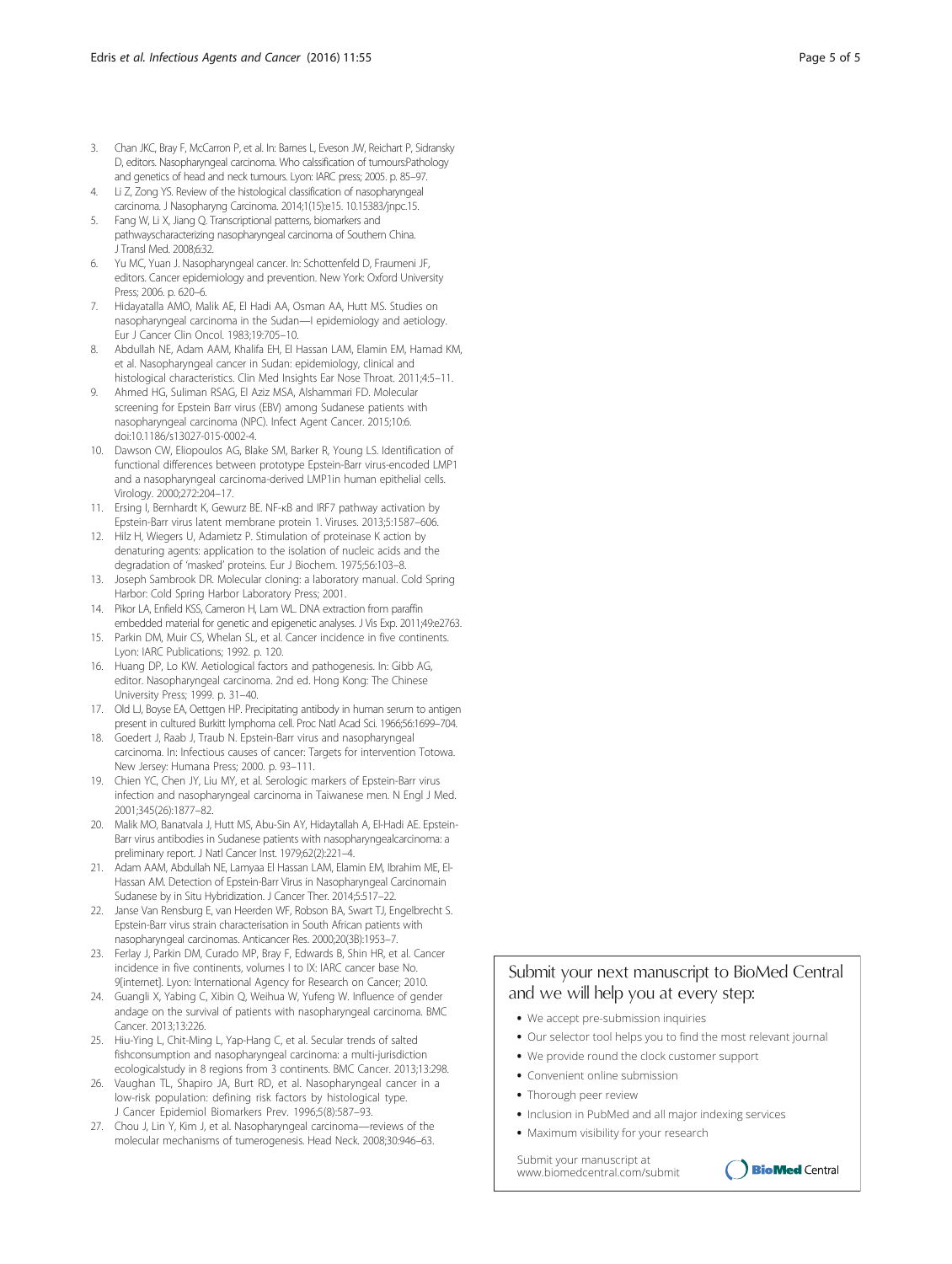3. Chan JKC, Bray F, McCarron P, et al. In: Barnes L, Eveson JW, Reichart P, Sidransky D, editors. Nasopharyngeal carcinoma. Who calssification of tumours:Pathology and genetics of head and neck tumours. Lyon: IARC press; 2005. p. 85–97.
4. Li Z, Zong YS. Review of the histological classification of nasopharyngeal carcinoma. J Nasopharyng Carcinoma. 2014;1(15):e15. 10.15383/jnpc.15.
5. Fang W, Li X, Jiang Q. Transcriptional patterns, biomarkers and pathwayscharacterizing nasopharyngeal carcinoma of Southern China. J Transl Med. 2008;6:32.
6. Yu MC, Yuan J. Nasopharyngeal cancer. In: Schottenfeld D, Fraumeni JF, editors. Cancer epidemiology and prevention. New York: Oxford University Press; 2006. p. 620–6.
7. Hidayatalla AMO, Malik AE, El Hadi AA, Osman AA, Hutt MS. Studies on nasopharyngeal carcinoma in the Sudan—I epidemiology and aetiology. Eur J Cancer Clin Oncol. 1983;19:705–10.
8. Abdullah NE, Adam AAM, Khalifa EH, El Hassan LAM, Elamin EM, Hamad KM, et al. Nasopharyngeal cancer in Sudan: epidemiology, clinical and histological characteristics. Clin Med Insights Ear Nose Throat. 2011;4:5–11.
9. Ahmed HG, Suliman RSAG, El Aziz MSA, Alshammari FD. Molecular screening for Epstein Barr virus (EBV) among Sudanese patients with nasopharyngeal carcinoma (NPC). Infect Agent Cancer. 2015;10:6. doi:10.1186/s13027-015-0002-4.
10. Dawson CW, Eliopoulos AG, Blake SM, Barker R, Young LS. Identification of functional differences between prototype Epstein-Barr virus-encoded LMP1 and a nasopharyngeal carcinoma-derived LMP1in human epithelial cells. Virology. 2000;272:204–17.
11. Ersing I, Bernhardt K, Gewurz BE. NF-κB and IRF7 pathway activation by Epstein-Barr virus latent membrane protein 1. Viruses. 2013;5:1587–606.
12. Hilz H, Wiegers U, Adamietz P. Stimulation of proteinase K action by denaturing agents: application to the isolation of nucleic acids and the degradation of 'masked' proteins. Eur J Biochem. 1975;56:103–8.
13. Joseph Sambrook DR. Molecular cloning: a laboratory manual. Cold Spring Harbor: Cold Spring Harbor Laboratory Press; 2001.
14. Pikor LA, Enfield KSS, Cameron H, Lam WL. DNA extraction from paraffin embedded material for genetic and epigenetic analyses. J Vis Exp. 2011;49:e2763.
15. Parkin DM, Muir CS, Whelan SL, et al. Cancer incidence in five continents. Lyon: IARC Publications; 1992. p. 120.
16. Huang DP, Lo KW. Aetiological factors and pathogenesis. In: Gibb AG, editor. Nasopharyngeal carcinoma. 2nd ed. Hong Kong: The Chinese University Press; 1999. p. 31–40.
17. Old LJ, Boyse EA, Oettgen HP. Precipitating antibody in human serum to antigen present in cultured Burkitt lymphoma cell. Proc Natl Acad Sci. 1966;56:1699–704.
18. Goedert J, Raab J, Traub N. Epstein-Barr virus and nasopharyngeal carcinoma. In: Infectious causes of cancer: Targets for intervention Totowa. New Jersey: Humana Press; 2000. p. 93–111.
19. Chien YC, Chen JY, Liu MY, et al. Serologic markers of Epstein-Barr virus infection and nasopharyngeal carcinoma in Taiwanese men. N Engl J Med. 2001;345(26):1877–82.
20. Malik MO, Banatvala J, Hutt MS, Abu-Sin AY, Hidaytallah A, El-Hadi AE. Epstein-Barr virus antibodies in Sudanese patients with nasopharyngealcarcinoma: a preliminary report. J Natl Cancer Inst. 1979;62(2):221–4.
21. Adam AAM, Abdullah NE, Lamyaa El Hassan LAM, Elamin EM, Ibrahim ME, El-Hassan AM. Detection of Epstein-Barr Virus in Nasopharyngeal Carcinomain Sudanese by in Situ Hybridization. J Cancer Ther. 2014;5:517–22.
22. Janse Van Rensburg E, van Heerden WF, Robson BA, Swart TJ, Engelbrecht S. Epstein-Barr virus strain characterisation in South African patients with nasopharyngeal carcinomas. Anticancer Res. 2000;20(3B):1953–7.
23. Ferlay J, Parkin DM, Curado MP, Bray F, Edwards B, Shin HR, et al. Cancer incidence in five continents, volumes I to IX: IARC cancer base No. 9[internet]. Lyon: International Agency for Research on Cancer; 2010.
24. Guangli X, Yabing C, Xibin Q, Weihua W, Yufeng W. Influence of gender andage on the survival of patients with nasopharyngeal carcinoma. BMC Cancer. 2013;13:226.
25. Hiu-Ying L, Chit-Ming L, Yap-Hang C, et al. Secular trends of salted fishconsumption and nasopharyngeal carcinoma: a multi-jurisdiction ecologicalstudy in 8 regions from 3 continents. BMC Cancer. 2013;13:298.
26. Vaughan TL, Shapiro JA, Burt RD, et al. Nasopharyngeal cancer in a low-risk population: defining risk factors by histological type. J Cancer Epidemiol Biomarkers Prev. 1996;5(8):587–93.
27. Chou J, Lin Y, Kim J, et al. Nasopharyngeal carcinoma—reviews of the molecular mechanisms of tumerogenesis. Head Neck. 2008;30:946–63.

Submit your next manuscript to BioMed Central and we will help you at every step:

- We accept pre-submission inquiries
- Our selector tool helps you to find the most relevant journal
- We provide round the clock customer support
- Convenient online submission
- Thorough peer review
- Inclusion in PubMed and all major indexing services
- Maximum visibility for your research

Submit your manuscript at www.biomedcentral.com/submit

BioMed Central